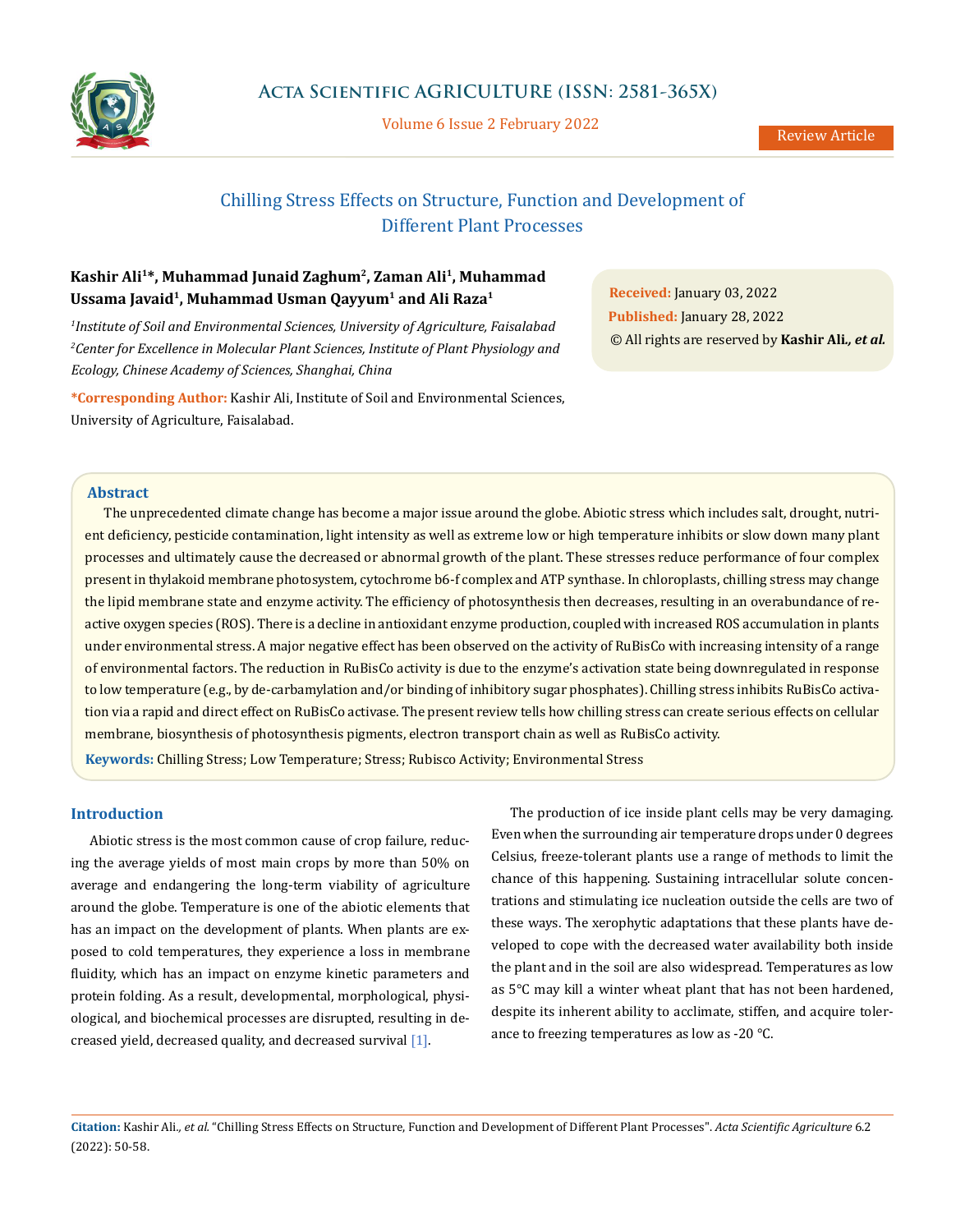Review Article

# Chilling Stress Effects on Structure, Function and Development of Different Plant Processes

**Kashir Ali[1]\*, Muhammad Junaid Zaghum[2], Zaman Ali[1], Muhammad Ussama Javaid[1], Muhammad Usman Qayyum[1] and Ali Raza[1]**

*[1]Institute of Soil and Environmental Sciences, University of Agriculture, Faisalabad*
*[2]Center for Excellence in Molecular Plant Sciences, Institute of Plant Physiology and Ecology, Chinese Academy of Sciences, Shanghai, China*

**\*Corresponding Author:** Kashir Ali, Institute of Soil and Environmental Sciences, University of Agriculture, Faisalabad.

**Received:** January 03, 2022
**Published:** January 28, 2022
© All rights are reserved by **Kashir Ali*, et al.***

## Abstract

The unprecedented climate change has become a major issue around the globe. Abiotic stress which includes salt, drought, nutrient deficiency, pesticide contamination, light intensity as well as extreme low or high temperature inhibits or slow down many plant processes and ultimately cause the decreased or abnormal growth of the plant. These stresses reduce performance of four complex present in thylakoid membrane photosystem, cytochrome b6-f complex and ATP synthase. In chloroplasts, chilling stress may change the lipid membrane state and enzyme activity. The efficiency of photosynthesis then decreases, resulting in an overabundance of reactive oxygen species (ROS). There is a decline in antioxidant enzyme production, coupled with increased ROS accumulation in plants under environmental stress. A major negative effect has been observed on the activity of RuBisCo with increasing intensity of a range of environmental factors. The reduction in RuBisCo activity is due to the enzyme's activation state being downregulated in response to low temperature (e.g., by de-carbamylation and/or binding of inhibitory sugar phosphates). Chilling stress inhibits RuBisCo activation via a rapid and direct effect on RuBisCo activase. The present review tells how chilling stress can create serious effects on cellular membrane, biosynthesis of photosynthesis pigments, electron transport chain as well as RuBisCo activity.

**Keywords:** Chilling Stress; Low Temperature; Stress; Rubisco Activity; Environmental Stress

## Introduction

Abiotic stress is the most common cause of crop failure, reducing the average yields of most main crops by more than 50% on average and endangering the long-term viability of agriculture around the globe. Temperature is one of the abiotic elements that has an impact on the development of plants. When plants are exposed to cold temperatures, they experience a loss in membrane fluidity, which has an impact on enzyme kinetic parameters and protein folding. As a result, developmental, morphological, physiological, and biochemical processes are disrupted, resulting in decreased yield, decreased quality, and decreased survival [1].

The production of ice inside plant cells may be very damaging. Even when the surrounding air temperature drops under 0 degrees Celsius, freeze-tolerant plants use a range of methods to limit the chance of this happening. Sustaining intracellular solute concentrations and stimulating ice nucleation outside the cells are two of these ways. The xerophytic adaptations that these plants have developed to cope with the decreased water availability both inside the plant and in the soil are also widespread. Temperatures as low as 5°C may kill a winter wheat plant that has not been hardened, despite its inherent ability to acclimate, stiffen, and acquire tolerance to freezing temperatures as low as -20 °C.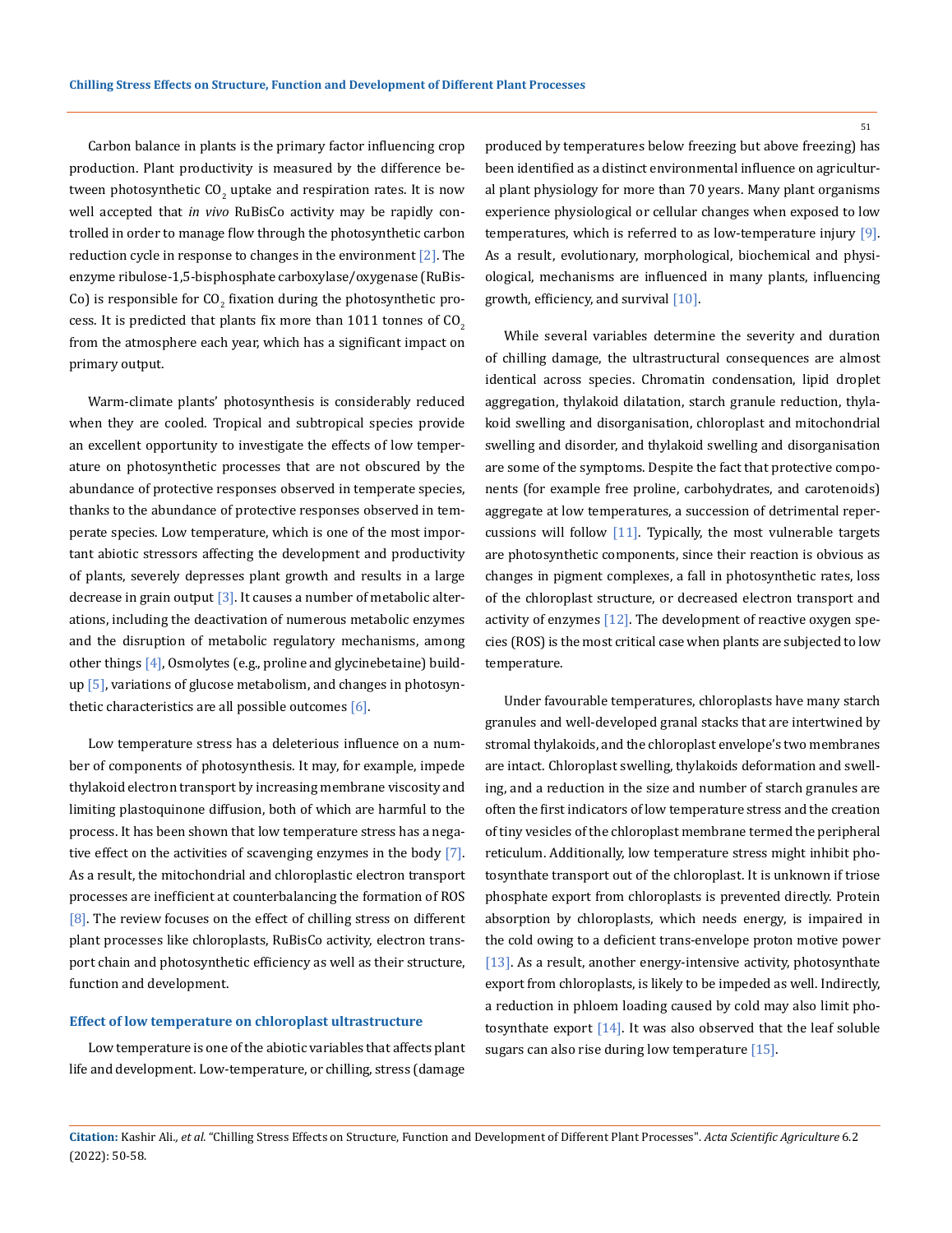Carbon balance in plants is the primary factor influencing crop production. Plant productivity is measured by the difference between photosynthetic $CO_2$ uptake and respiration rates. It is now well accepted that *in vivo* RuBisCo activity may be rapidly controlled in order to manage flow through the photosynthetic carbon reduction cycle in response to changes in the environment [2]. The enzyme ribulose-1,5-bisphosphate carboxylase/oxygenase (RuBisCo) is responsible for $CO_2$ fixation during the photosynthetic process. It is predicted that plants fix more than 1011 tonnes of $CO_2$ from the atmosphere each year, which has a significant impact on primary output.

Warm-climate plants' photosynthesis is considerably reduced when they are cooled. Tropical and subtropical species provide an excellent opportunity to investigate the effects of low temperature on photosynthetic processes that are not obscured by the abundance of protective responses observed in temperate species, thanks to the abundance of protective responses observed in temperate species. Low temperature, which is one of the most important abiotic stressors affecting the development and productivity of plants, severely depresses plant growth and results in a large decrease in grain output [3]. It causes a number of metabolic alterations, including the deactivation of numerous metabolic enzymes and the disruption of metabolic regulatory mechanisms, among other things [4], Osmolytes (e.g., proline and glycinebetaine) build-up [5], variations of glucose metabolism, and changes in photosynthetic characteristics are all possible outcomes [6].

Low temperature stress has a deleterious influence on a number of components of photosynthesis. It may, for example, impede thylakoid electron transport by increasing membrane viscosity and limiting plastoquinone diffusion, both of which are harmful to the process. It has been shown that low temperature stress has a negative effect on the activities of scavenging enzymes in the body [7]. As a result, the mitochondrial and chloroplastic electron transport processes are inefficient at counterbalancing the formation of ROS [8]. The review focuses on the effect of chilling stress on different plant processes like chloroplasts, RuBisCo activity, electron transport chain and photosynthetic efficiency as well as their structure, function and development.

### Effect of low temperature on chloroplast ultrastructure

Low temperature is one of the abiotic variables that affects plant life and development. Low-temperature, or chilling, stress (damage produced by temperatures below freezing but above freezing) has been identified as a distinct environmental influence on agricultural plant physiology for more than 70 years. Many plant organisms experience physiological or cellular changes when exposed to low temperatures, which is referred to as low-temperature injury [9]. As a result, evolutionary, morphological, biochemical and physiological, mechanisms are influenced in many plants, influencing growth, efficiency, and survival [10].

While several variables determine the severity and duration of chilling damage, the ultrastructural consequences are almost identical across species. Chromatin condensation, lipid droplet aggregation, thylakoid dilatation, starch granule reduction, thylakoid swelling and disorganisation, chloroplast and mitochondrial swelling and disorder, and thylakoid swelling and disorganisation are some of the symptoms. Despite the fact that protective components (for example free proline, carbohydrates, and carotenoids) aggregate at low temperatures, a succession of detrimental repercussions will follow [11]. Typically, the most vulnerable targets are photosynthetic components, since their reaction is obvious as changes in pigment complexes, a fall in photosynthetic rates, loss of the chloroplast structure, or decreased electron transport and activity of enzymes [12]. The development of reactive oxygen species (ROS) is the most critical case when plants are subjected to low temperature.

Under favourable temperatures, chloroplasts have many starch granules and well-developed granal stacks that are intertwined by stromal thylakoids, and the chloroplast envelope's two membranes are intact. Chloroplast swelling, thylakoids deformation and swelling, and a reduction in the size and number of starch granules are often the first indicators of low temperature stress and the creation of tiny vesicles of the chloroplast membrane termed the peripheral reticulum. Additionally, low temperature stress might inhibit photosynthate transport out of the chloroplast. It is unknown if triose phosphate export from chloroplasts is prevented directly. Protein absorption by chloroplasts, which needs energy, is impaired in the cold owing to a deficient trans-envelope proton motive power [13]. As a result, another energy-intensive activity, photosynthate export from chloroplasts, is likely to be impeded as well. Indirectly, a reduction in phloem loading caused by cold may also limit photosynthate export [14]. It was also observed that the leaf soluble sugars can also rise during low temperature [15].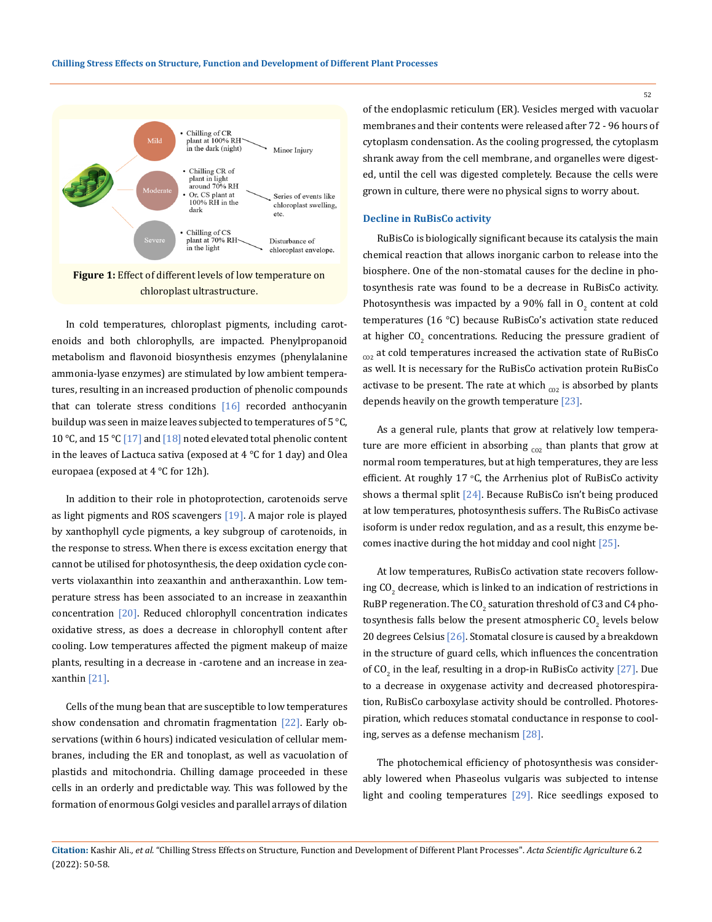**Figure 1:** Effect of different levels of low temperature on chloroplast ultrastructure.

In cold temperatures, chloroplast pigments, including carotenoids and both chlorophylls, are impacted. Phenylpropanoid metabolism and flavonoid biosynthesis enzymes (phenylalanine ammonia-lyase enzymes) are stimulated by low ambient temperatures, resulting in an increased production of phenolic compounds that can tolerate stress conditions [16] recorded anthocyanin buildup was seen in maize leaves subjected to temperatures of 5 °C, 10 °C, and 15 °C [17] and [18] noted elevated total phenolic content in the leaves of Lactuca sativa (exposed at 4 °C for 1 day) and Olea europaea (exposed at 4 °C for 12h).

In addition to their role in photoprotection, carotenoids serve as light pigments and ROS scavengers [19]. A major role is played by xanthophyll cycle pigments, a key subgroup of carotenoids, in the response to stress. When there is excess excitation energy that cannot be utilised for photosynthesis, the deep oxidation cycle converts violaxanthin into zeaxanthin and antheraxanthin. Low temperature stress has been associated to an increase in zeaxanthin concentration [20]. Reduced chlorophyll concentration indicates oxidative stress, as does a decrease in chlorophyll content after cooling. Low temperatures affected the pigment makeup of maize plants, resulting in a decrease in -carotene and an increase in zeaxanthin [21].

Cells of the mung bean that are susceptible to low temperatures show condensation and chromatin fragmentation [22]. Early observations (within 6 hours) indicated vesiculation of cellular membranes, including the ER and tonoplast, as well as vacuolation of plastids and mitochondria. Chilling damage proceeded in these cells in an orderly and predictable way. This was followed by the formation of enormous Golgi vesicles and parallel arrays of dilation of the endoplasmic reticulum (ER). Vesicles merged with vacuolar membranes and their contents were released after 72 - 96 hours of cytoplasm condensation. As the cooling progressed, the cytoplasm shrank away from the cell membrane, and organelles were digested, until the cell was digested completely. Because the cells were grown in culture, there were no physical signs to worry about.

### Decline in RuBisCo activity

RuBisCo is biologically significant because its catalysis the main chemical reaction that allows inorganic carbon to release into the biosphere. One of the non-stomatal causes for the decline in photosynthesis rate was found to be a decrease in RuBisCo activity. Photosynthesis was impacted by a 90% fall in $O_2$ content at cold temperatures (16 °C) because RuBisCo's activation state reduced at higher $CO_2$ concentrations. Reducing the pressure gradient of $_{CO2}$ at cold temperatures increased the activation state of RuBisCo as well. It is necessary for the RuBisCo activation protein RuBisCo activase to be present. The rate at which $_{CO2}$ is absorbed by plants depends heavily on the growth temperature [23].

As a general rule, plants that grow at relatively low temperature are more efficient in absorbing $_{CO2}$ than plants that grow at normal room temperatures, but at high temperatures, they are less efficient. At roughly 17 °C, the Arrhenius plot of RuBisCo activity shows a thermal split [24]. Because RuBisCo isn't being produced at low temperatures, photosynthesis suffers. The RuBisCo activase isoform is under redox regulation, and as a result, this enzyme becomes inactive during the hot midday and cool night [25].

At low temperatures, RuBisCo activation state recovers following $CO_2$ decrease, which is linked to an indication of restrictions in RuBP regeneration. The $CO_2$ saturation threshold of C3 and C4 photosynthesis falls below the present atmospheric $CO_2$ levels below 20 degrees Celsius [26]. Stomatal closure is caused by a breakdown in the structure of guard cells, which influences the concentration of $CO_2$ in the leaf, resulting in a drop-in RuBisCo activity [27]. Due to a decrease in oxygenase activity and decreased photorespiration, RuBisCo carboxylase activity should be controlled. Photorespiration, which reduces stomatal conductance in response to cooling, serves as a defense mechanism [28].

The photochemical efficiency of photosynthesis was considerably lowered when Phaseolus vulgaris was subjected to intense light and cooling temperatures [29]. Rice seedlings exposed to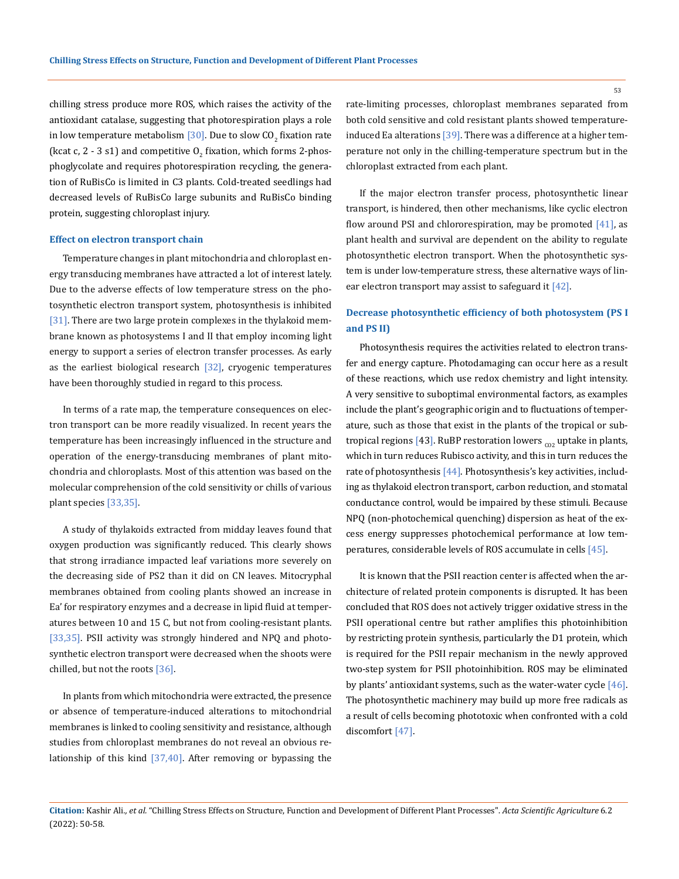chilling stress produce more ROS, which raises the activity of the antioxidant catalase, suggesting that photorespiration plays a role in low temperature metabolism [30]. Due to slow $CO_2$ fixation rate (kcat c, 2 - 3 s1) and competitive $O_2$ fixation, which forms 2-phosphoglycolate and requires photorespiration recycling, the generation of RuBisCo is limited in C3 plants. Cold-treated seedlings had decreased levels of RuBisCo large subunits and RuBisCo binding protein, suggesting chloroplast injury.

### Effect on electron transport chain

Temperature changes in plant mitochondria and chloroplast energy transducing membranes have attracted a lot of interest lately. Due to the adverse effects of low temperature stress on the photosynthetic electron transport system, photosynthesis is inhibited [31]. There are two large protein complexes in the thylakoid membrane known as photosystems I and II that employ incoming light energy to support a series of electron transfer processes. As early as the earliest biological research [32], cryogenic temperatures have been thoroughly studied in regard to this process.

In terms of a rate map, the temperature consequences on electron transport can be more readily visualized. In recent years the temperature has been increasingly influenced in the structure and operation of the energy-transducing membranes of plant mitochondria and chloroplasts. Most of this attention was based on the molecular comprehension of the cold sensitivity or chills of various plant species [33,35].

A study of thylakoids extracted from midday leaves found that oxygen production was significantly reduced. This clearly shows that strong irradiance impacted leaf variations more severely on the decreasing side of PS2 than it did on CN leaves. Mitocryphal membranes obtained from cooling plants showed an increase in Ea' for respiratory enzymes and a decrease in lipid fluid at temperatures between 10 and 15 C, but not from cooling-resistant plants. [33,35]. PSII activity was strongly hindered and NPQ and photosynthetic electron transport were decreased when the shoots were chilled, but not the roots [36].

In plants from which mitochondria were extracted, the presence or absence of temperature-induced alterations to mitochondrial membranes is linked to cooling sensitivity and resistance, although studies from chloroplast membranes do not reveal an obvious relationship of this kind [37,40]. After removing or bypassing the rate-limiting processes, chloroplast membranes separated from both cold sensitive and cold resistant plants showed temperature-induced Ea alterations [39]. There was a difference at a higher temperature not only in the chilling-temperature spectrum but in the chloroplast extracted from each plant.

If the major electron transfer process, photosynthetic linear transport, is hindered, then other mechanisms, like cyclic electron flow around PSI and chlororespiration, may be promoted [41], as plant health and survival are dependent on the ability to regulate photosynthetic electron transport. When the photosynthetic system is under low-temperature stress, these alternative ways of linear electron transport may assist to safeguard it [42].

### Decrease photosynthetic efficiency of both photosystem (PS I and PS II)

Photosynthesis requires the activities related to electron transfer and energy capture. Photodamaging can occur here as a result of these reactions, which use redox chemistry and light intensity. A very sensitive to suboptimal environmental factors, as examples include the plant's geographic origin and to fluctuations of temperature, such as those that exist in the plants of the tropical or subtropical regions [43]. RuBP restoration lowers $_{CO2}$ uptake in plants, which in turn reduces Rubisco activity, and this in turn reduces the rate of photosynthesis [44]. Photosynthesis's key activities, including as thylakoid electron transport, carbon reduction, and stomatal conductance control, would be impaired by these stimuli. Because NPQ (non-photochemical quenching) dispersion as heat of the excess energy suppresses photochemical performance at low temperatures, considerable levels of ROS accumulate in cells [45].

It is known that the PSII reaction center is affected when the architecture of related protein components is disrupted. It has been concluded that ROS does not actively trigger oxidative stress in the PSII operational centre but rather amplifies this photoinhibition by restricting protein synthesis, particularly the D1 protein, which is required for the PSII repair mechanism in the newly approved two-step system for PSII photoinhibition. ROS may be eliminated by plants' antioxidant systems, such as the water-water cycle [46]. The photosynthetic machinery may build up more free radicals as a result of cells becoming phototoxic when confronted with a cold discomfort [47].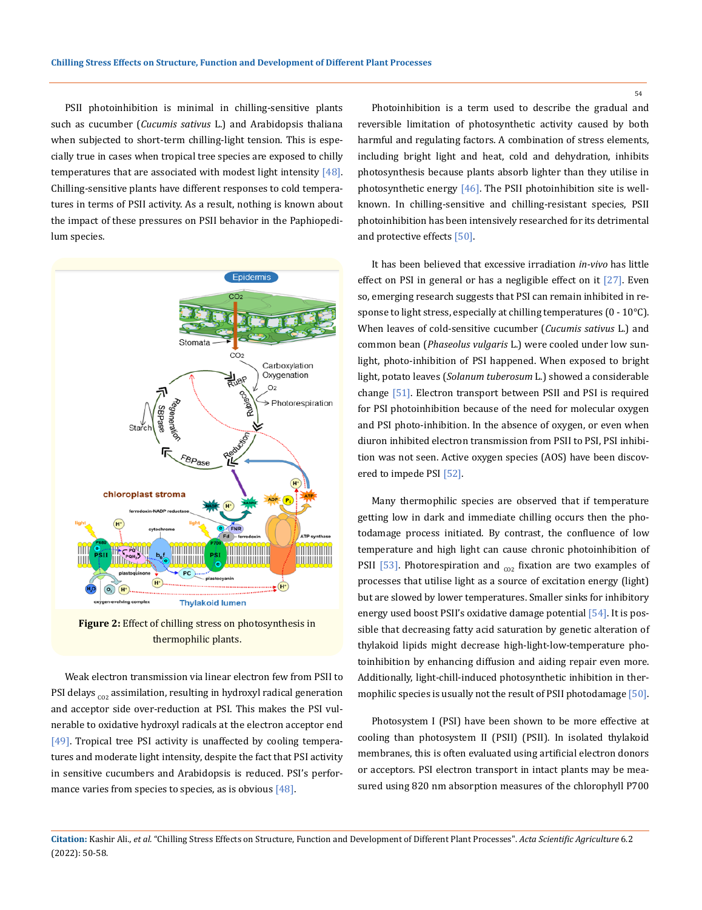PSII photoinhibition is minimal in chilling-sensitive plants such as cucumber (*Cucumis sativus* L.) and Arabidopsis thaliana when subjected to short-term chilling-light tension. This is especially true in cases when tropical tree species are exposed to chilly temperatures that are associated with modest light intensity [48]. Chilling-sensitive plants have different responses to cold temperatures in terms of PSII activity. As a result, nothing is known about the impact of these pressures on PSII behavior in the Paphiopedilum species.

**Figure 2:** Effect of chilling stress on photosynthesis in thermophilic plants.

Weak electron transmission via linear electron few from PSII to PSI delays $_{CO2}$ assimilation, resulting in hydroxyl radical generation and acceptor side over-reduction at PSI. This makes the PSI vulnerable to oxidative hydroxyl radicals at the electron acceptor end [49]. Tropical tree PSI activity is unaffected by cooling temperatures and moderate light intensity, despite the fact that PSI activity in sensitive cucumbers and Arabidopsis is reduced. PSI's performance varies from species to species, as is obvious [48].

Photoinhibition is a term used to describe the gradual and reversible limitation of photosynthetic activity caused by both harmful and regulating factors. A combination of stress elements, including bright light and heat, cold and dehydration, inhibits photosynthesis because plants absorb lighter than they utilise in photosynthetic energy [46]. The PSII photoinhibition site is well-known. In chilling-sensitive and chilling-resistant species, PSII photoinhibition has been intensively researched for its detrimental and protective effects [50].

It has been believed that excessive irradiation *in-vivo* has little effect on PSI in general or has a negligible effect on it [27]. Even so, emerging research suggests that PSI can remain inhibited in response to light stress, especially at chilling temperatures (0 - 10°C). When leaves of cold-sensitive cucumber (*Cucumis sativus* L.) and common bean (*Phaseolus vulgaris* L.) were cooled under low sunlight, photo-inhibition of PSI happened. When exposed to bright light, potato leaves (*Solanum tuberosum* L.) showed a considerable change [51]. Electron transport between PSII and PSI is required for PSI photoinhibition because of the need for molecular oxygen and PSI photo-inhibition. In the absence of oxygen, or even when diuron inhibited electron transmission from PSII to PSI, PSI inhibition was not seen. Active oxygen species (AOS) have been discovered to impede PSI [52].

Many thermophilic species are observed that if temperature getting low in dark and immediate chilling occurs then the photodamage process initiated. By contrast, the confluence of low temperature and high light can cause chronic photoinhibition of PSII [53]. Photorespiration and $_{CO2}$ fixation are two examples of processes that utilise light as a source of excitation energy (light) but are slowed by lower temperatures. Smaller sinks for inhibitory energy used boost PSII's oxidative damage potential [54]. It is possible that decreasing fatty acid saturation by genetic alteration of thylakoid lipids might decrease high-light-low-temperature photoinhibition by enhancing diffusion and aiding repair even more. Additionally, light-chill-induced photosynthetic inhibition in thermophilic species is usually not the result of PSII photodamage [50].

Photosystem I (PSI) have been shown to be more effective at cooling than photosystem II (PSII) (PSII). In isolated thylakoid membranes, this is often evaluated using artificial electron donors or acceptors. PSI electron transport in intact plants may be measured using 820 nm absorption measures of the chlorophyll P700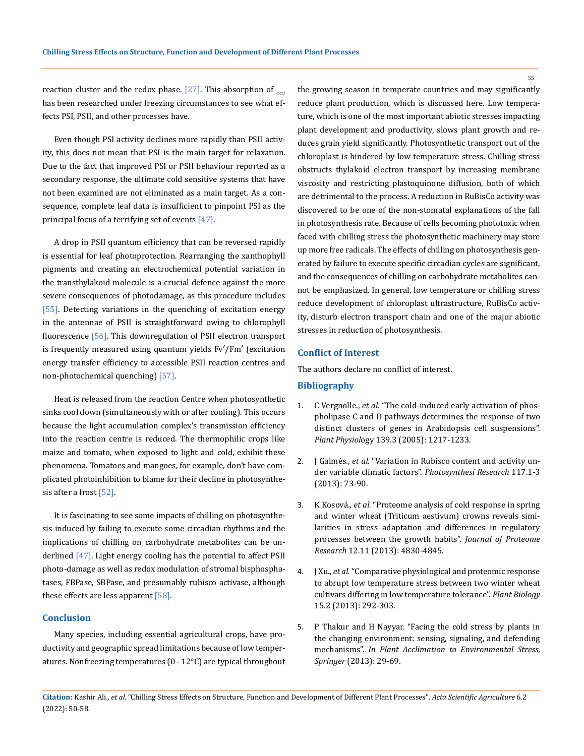reaction cluster and the redox phase. [27]. This absorption of $_{CO2}$ has been researched under freezing circumstances to see what effects PSI, PSII, and other processes have.

Even though PSI activity declines more rapidly than PSII activity, this does not mean that PSI is the main target for relaxation. Due to the fact that improved PSI or PSII behaviour reported as a secondary response, the ultimate cold sensitive systems that have not been examined are not eliminated as a main target. As a consequence, complete leaf data is insufficient to pinpoint PSI as the principal focus of a terrifying set of events [47].

A drop in PSII quantum efficiency that can be reversed rapidly is essential for leaf photoprotection. Rearranging the xanthophyll pigments and creating an electrochemical potential variation in the transthylakoid molecule is a crucial defence against the more severe consequences of photodamage, as this procedure includes [55]. Detecting variations in the quenching of excitation energy in the antennae of PSII is straightforward owing to chlorophyll fluorescence [56]. This downregulation of PSII electron transport is frequently measured using quantum yields Fv′/Fm′ (excitation energy transfer efficiency to accessible PSII reaction centres and non-photochemical quenching) [57].

Heat is released from the reaction Centre when photosynthetic sinks cool down (simultaneously with or after cooling). This occurs because the light accumulation complex's transmission efficiency into the reaction centre is reduced. The thermophilic crops like maize and tomato, when exposed to light and cold, exhibit these phenomena. Tomatoes and mangoes, for example, don't have complicated photoinhibition to blame for their decline in photosynthesis after a frost [52].

It is fascinating to see some impacts of chilling on photosynthesis induced by failing to execute some circadian rhythms and the implications of chilling on carbohydrate metabolites can be underlined [47]. Light energy cooling has the potential to affect PSII photo-damage as well as redox modulation of stromal bisphosphatases, FBPase, SBPase, and presumably rubisco activase, although these effects are less apparent [58].

## Conclusion

Many species, including essential agricultural crops, have productivity and geographic spread limitations because of low temperatures. Nonfreezing temperatures (0 - 12°C) are typical throughout the growing season in temperate countries and may significantly reduce plant production, which is discussed here. Low temperature, which is one of the most important abiotic stresses impacting plant development and productivity, slows plant growth and reduces grain yield significantly. Photosynthetic transport out of the chloroplast is hindered by low temperature stress. Chilling stress obstructs thylakoid electron transport by increasing membrane viscosity and restricting plastoquinone diffusion, both of which are detrimental to the process. A reduction in RuBisCo activity was discovered to be one of the non-stomatal explanations of the fall in photosynthesis rate. Because of cells becoming phototoxic when faced with chilling stress the photosynthetic machinery may store up more free radicals. The effects of chilling on photosynthesis generated by failure to execute specific circadian cycles are significant, and the consequences of chilling on carbohydrate metabolites cannot be emphasized. In general, low temperature or chilling stress reduce development of chloroplast ultrastructure, RuBisCo activity, disturb electron transport chain and one of the major abiotic stresses in reduction of photosynthesis.

## Conflict of Interest

The authors declare no conflict of interest.

## Bibliography

1. C Vergnolle., *et al.* "The cold-induced early activation of phospholipase C and D pathways determines the response of two distinct clusters of genes in Arabidopsis cell suspensions". *Plant Physiol*ogy 139.3 (2005): 1217-1233.

2. J Galmés., *et al.* "Variation in Rubisco content and activity under variable climatic factors". *Photosynthesi Research* 117.1-3 (2013): 73-90.

3. K Kosová., *et al.* "Proteome analysis of cold response in spring and winter wheat (Triticum aestivum) crowns reveals similarities in stress adaptation and differences in regulatory processes between the growth habits". *Journal of Proteome Research* 12.11 (2013): 4830-4845.

4. J Xu., *et al.* "Comparative physiological and proteomic response to abrupt low temperature stress between two winter wheat cultivars differing in low temperature tolerance". *Plant Biology* 15.2 (2013): 292-303.

5. P Thakur and H Nayyar. "Facing the cold stress by plants in the changing environment: sensing, signaling, and defending mechanisms". *In Plant Acclimation to Environmental Stress, Springer* (2013): 29-69.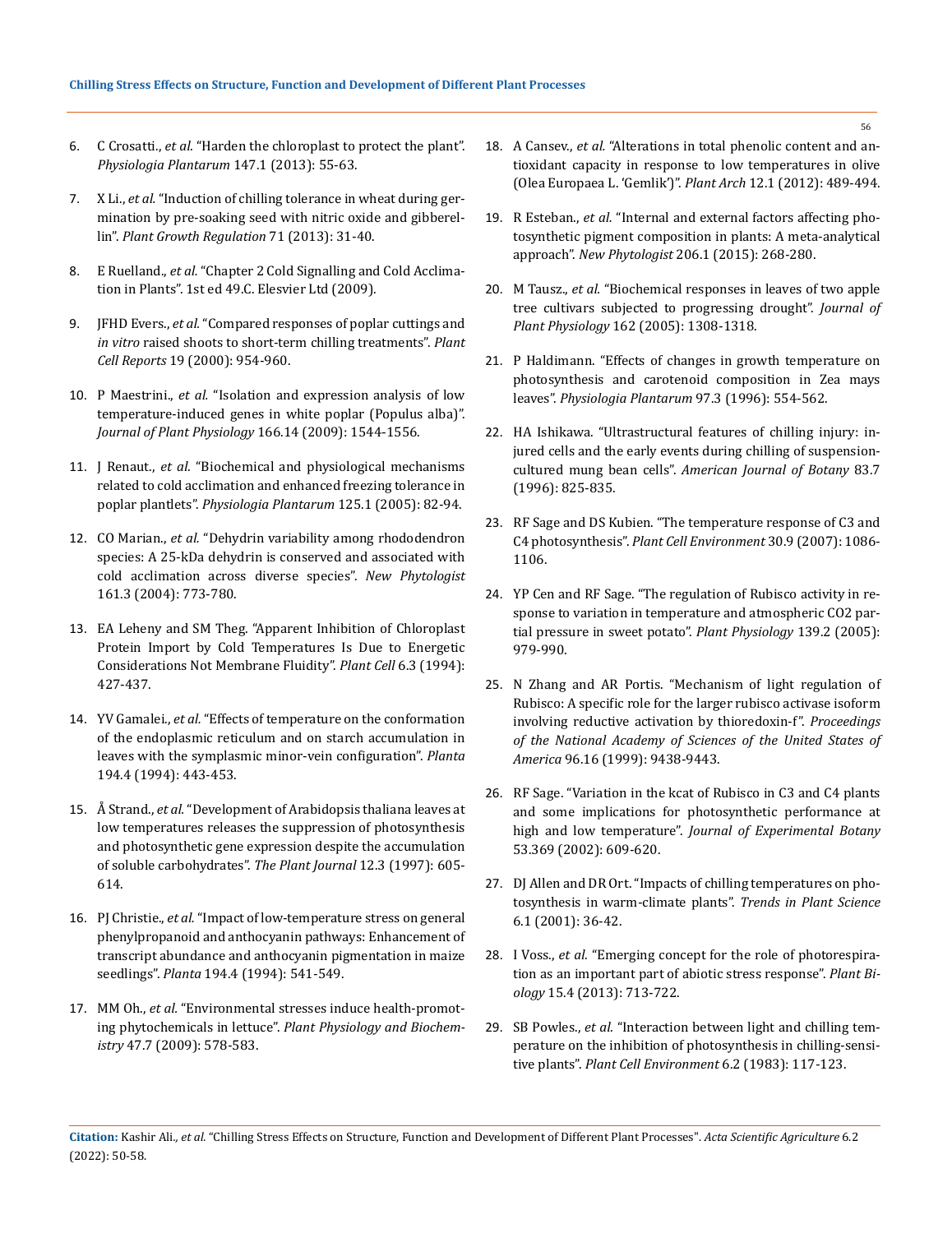6. C Crosatti., *et al.* "Harden the chloroplast to protect the plant". *Physiologia Plantarum* 147.1 (2013): 55-63.

7. X Li., *et al.* "Induction of chilling tolerance in wheat during germination by pre-soaking seed with nitric oxide and gibberellin". *Plant Growth Regulation* 71 (2013): 31-40.

8. E Ruelland., *et al.* "Chapter 2 Cold Signalling and Cold Acclimation in Plants". 1st ed 49.C. Elesvier Ltd (2009).

9. JFHD Evers., *et al.* "Compared responses of poplar cuttings and *in vitro* raised shoots to short-term chilling treatments". *Plant Cell Reports* 19 (2000): 954-960.

10. P Maestrini., *et al.* "Isolation and expression analysis of low temperature-induced genes in white poplar (Populus alba)". *Journal of Plant Physiology* 166.14 (2009): 1544-1556.

11. J Renaut., *et al.* "Biochemical and physiological mechanisms related to cold acclimation and enhanced freezing tolerance in poplar plantlets". *Physiologia Plantarum* 125.1 (2005): 82-94.

12. CO Marian., *et al.* "Dehydrin variability among rhododendron species: A 25-kDa dehydrin is conserved and associated with cold acclimation across diverse species". *New Phytologist* 161.3 (2004): 773-780.

13. EA Leheny and SM Theg. "Apparent Inhibition of Chloroplast Protein Import by Cold Temperatures Is Due to Energetic Considerations Not Membrane Fluidity". *Plant Cell* 6.3 (1994): 427-437.

14. YV Gamalei., *et al.* "Effects of temperature on the conformation of the endoplasmic reticulum and on starch accumulation in leaves with the symplasmic minor-vein configuration". *Planta* 194.4 (1994): 443-453.

15. Å Strand., *et al.* "Development of Arabidopsis thaliana leaves at low temperatures releases the suppression of photosynthesis and photosynthetic gene expression despite the accumulation of soluble carbohydrates". *The Plant Journal* 12.3 (1997): 605-614.

16. PJ Christie., *et al.* "Impact of low-temperature stress on general phenylpropanoid and anthocyanin pathways: Enhancement of transcript abundance and anthocyanin pigmentation in maize seedlings". *Planta* 194.4 (1994): 541-549.

17. MM Oh., *et al.* "Environmental stresses induce health-promoting phytochemicals in lettuce". *Plant Physiology and Biochemistry* 47.7 (2009): 578-583.

18. A Cansev., *et al.* "Alterations in total phenolic content and antioxidant capacity in response to low temperatures in olive (Olea Europaea L. 'Gemlik')". *Plant Arch* 12.1 (2012): 489-494.

19. R Esteban., *et al.* "Internal and external factors affecting photosynthetic pigment composition in plants: A meta-analytical approach". *New Phytologist* 206.1 (2015): 268-280.

20. M Tausz., *et al.* "Biochemical responses in leaves of two apple tree cultivars subjected to progressing drought". *Journal of Plant Physiology* 162 (2005): 1308-1318.

21. P Haldimann. "Effects of changes in growth temperature on photosynthesis and carotenoid composition in Zea mays leaves". *Physiologia Plantarum* 97.3 (1996): 554-562.

22. HA Ishikawa. "Ultrastructural features of chilling injury: injured cells and the early events during chilling of suspension-cultured mung bean cells". *American Journal of Botany* 83.7 (1996): 825-835.

23. RF Sage and DS Kubien. "The temperature response of C3 and C4 photosynthesis". *Plant Cell Environment* 30.9 (2007): 1086-1106.

24. YP Cen and RF Sage. "The regulation of Rubisco activity in response to variation in temperature and atmospheric CO2 partial pressure in sweet potato". *Plant Physiology* 139.2 (2005): 979-990.

25. N Zhang and AR Portis. "Mechanism of light regulation of Rubisco: A specific role for the larger rubisco activase isoform involving reductive activation by thioredoxin-f". *Proceedings of the National Academy of Sciences of the United States of America* 96.16 (1999): 9438-9443.

26. RF Sage. "Variation in the kcat of Rubisco in C3 and C4 plants and some implications for photosynthetic performance at high and low temperature". *Journal of Experimental Botany* 53.369 (2002): 609-620.

27. DJ Allen and DR Ort. "Impacts of chilling temperatures on photosynthesis in warm-climate plants". *Trends in Plant Science* 6.1 (2001): 36-42.

28. I Voss., *et al.* "Emerging concept for the role of photorespiration as an important part of abiotic stress response". *Plant Biology* 15.4 (2013): 713-722.

29. SB Powles., *et al.* "Interaction between light and chilling temperature on the inhibition of photosynthesis in chilling-sensitive plants". *Plant Cell Environment* 6.2 (1983): 117-123.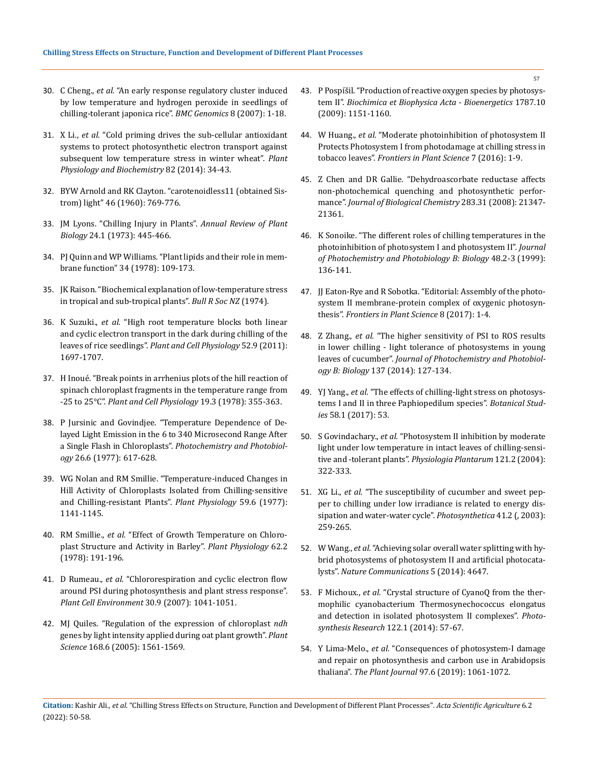30. C Cheng., *et al.* "An early response regulatory cluster induced by low temperature and hydrogen peroxide in seedlings of chilling-tolerant japonica rice". *BMC Genomics* 8 (2007): 1-18.

31. X Li., *et al.* "Cold priming drives the sub-cellular antioxidant systems to protect photosynthetic electron transport against subsequent low temperature stress in winter wheat". *Plant Physiology and Biochemistry* 82 (2014): 34-43.

32. BYW Arnold and RK Clayton. "carotenoidless11 (obtained Sistrom) light" 46 (1960): 769-776.

33. JM Lyons. "Chilling Injury in Plants". *Annual Review of Plant Biology* 24.1 (1973): 445-466.

34. PJ Quinn and WP Williams. "Plant lipids and their role in membrane function" 34 (1978): 109-173.

35. JK Raison. "Biochemical explanation of low-temperature stress in tropical and sub-tropical plants". *Bull R Soc NZ* (1974).

36. K Suzuki., *et al.* "High root temperature blocks both linear and cyclic electron transport in the dark during chilling of the leaves of rice seedlings". *Plant and Cell Physiology* 52.9 (2011): 1697-1707.

37. H Inoué. "Break points in arrhenius plots of the hill reaction of spinach chloroplast fragments in the temperature range from -25 to 25°C". *Plant and Cell Physiology* 19.3 (1978): 355-363.

38. P Jursinic and Govindjee. "Temperature Dependence of Delayed Light Emission in the 6 to 340 Microsecond Range After a Single Flash in Chloroplasts". *Photochemistry and Photobiology* 26.6 (1977): 617-628.

39. WG Nolan and RM Smillie. "Temperature-induced Changes in Hill Activity of Chloroplasts Isolated from Chilling-sensitive and Chilling-resistant Plants". *Plant Physiology* 59.6 (1977): 1141-1145.

40. RM Smillie., *et al.* "Effect of Growth Temperature on Chloroplast Structure and Activity in Barley". *Plant Physiology* 62.2 (1978): 191-196.

41. D Rumeau., *et al.* "Chlororespiration and cyclic electron flow around PSI during photosynthesis and plant stress response". *Plant Cell Environment* 30.9 (2007): 1041-1051.

42. MJ Quiles. "Regulation of the expression of chloroplast *ndh* genes by light intensity applied during oat plant growth". *Plant Science* 168.6 (2005): 1561-1569.

43. P Pospíšil. "Production of reactive oxygen species by photosystem II". *Biochimica et Biophysica Acta - Bioenergetics* 1787.10 (2009): 1151-1160.

44. W Huang., *et al.* "Moderate photoinhibition of photosystem II Protects Photosystem I from photodamage at chilling stress in tobacco leaves". *Frontiers in Plant Science* 7 (2016): 1-9.

45. Z Chen and DR Gallie. "Dehydroascorbate reductase affects non-photochemical quenching and photosynthetic performance". *Journal of Biological Chemistry* 283.31 (2008): 21347-21361.

46. K Sonoike. "The different roles of chilling temperatures in the photoinhibition of photosystem I and photosystem II". *Journal of Photochemistry and Photobiology B: Biology* 48.2-3 (1999): 136-141.

47. JJ Eaton-Rye and R Sobotka. "Editorial: Assembly of the photosystem II membrane-protein complex of oxygenic photosynthesis". *Frontiers in Plant Science* 8 (2017): 1-4.

48. Z Zhang., *et al.* "The higher sensitivity of PSI to ROS results in lower chilling - light tolerance of photosystems in young leaves of cucumber". *Journal of Photochemistry and Photobiology B: Biology* 137 (2014): 127-134.

49. YJ Yang., *et al.* "The effects of chilling-light stress on photosystems I and II in three Paphiopedilum species". *Botanical Studies* 58.1 (2017): 53.

50. S Govindachary., *et al.* "Photosystem II inhibition by moderate light under low temperature in intact leaves of chilling-sensitive and -tolerant plants". *Physiologia Plantarum* 121.2 (2004): 322-333.

51. XG Li., *et al.* "The susceptibility of cucumber and sweet pepper to chilling under low irradiance is related to energy dissipation and water-water cycle". *Photosynthetica* 41.2 (, 2003): 259-265.

52. W Wang., *et al.* "Achieving solar overall water splitting with hybrid photosystems of photosystem II and artificial photocatalysts". *Nature Communications* 5 (2014): 4647.

53. F Michoux., *et al.* "Crystal structure of CyanoQ from the thermophilic cyanobacterium Thermosynechococcus elongatus and detection in isolated photosystem II complexes". *Photosynthesis Research* 122.1 (2014): 57-67.

54. Y Lima-Melo., *et al.* "Consequences of photosystem-I damage and repair on photosynthesis and carbon use in Arabidopsis thaliana". *The Plant Journal* 97.6 (2019): 1061-1072.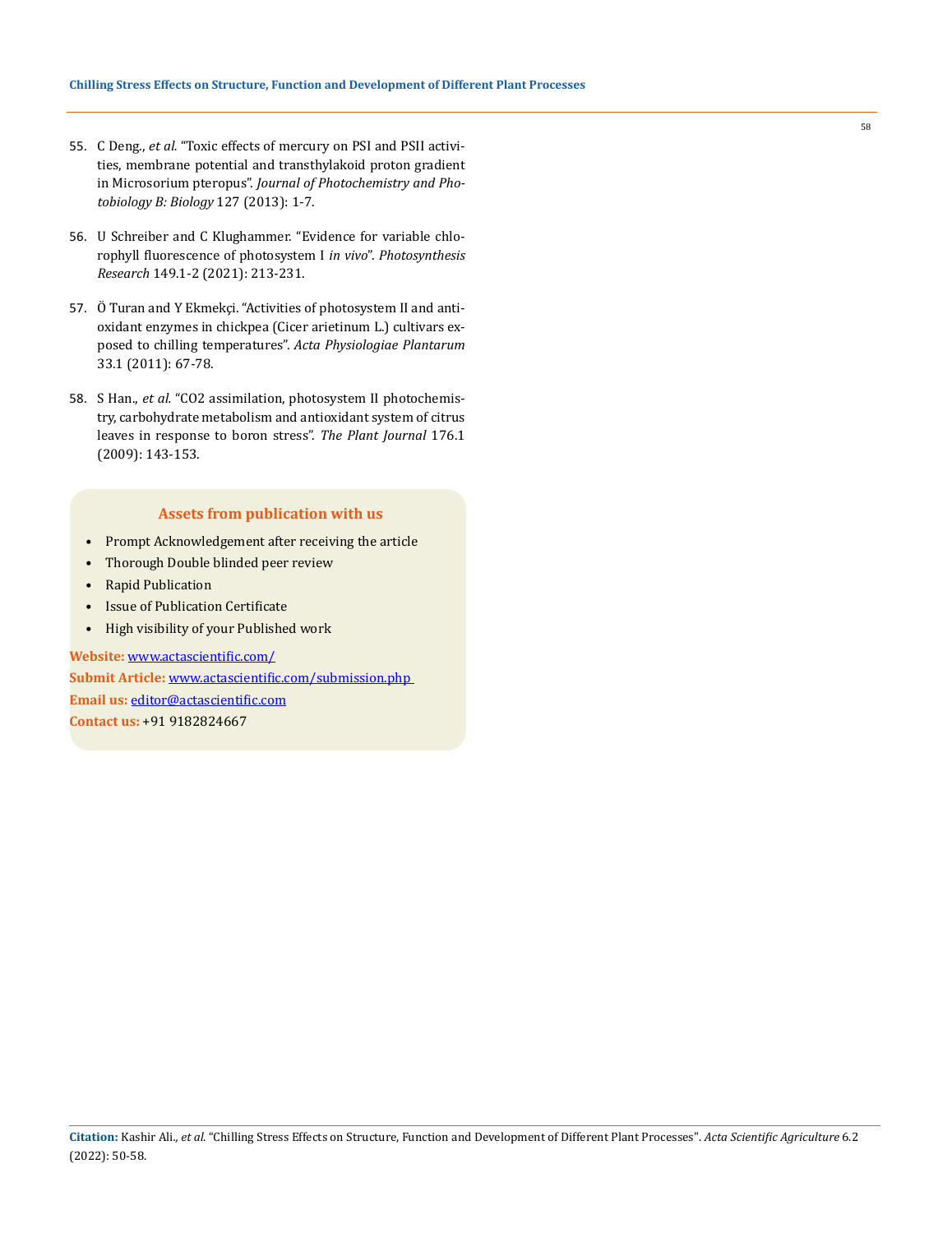55. C Deng., *et al.* "Toxic effects of mercury on PSI and PSII activities, membrane potential and transthylakoid proton gradient in Microsorium pteropus". *Journal of Photochemistry and Photobiology B: Biology* 127 (2013): 1-7.

56. U Schreiber and C Klughammer. "Evidence for variable chlorophyll fluorescence of photosystem I *in vivo*". *Photosynthesis Research* 149.1-2 (2021): 213-231.

57. Ö Turan and Y Ekmekçi. "Activities of photosystem II and antioxidant enzymes in chickpea (Cicer arietinum L.) cultivars exposed to chilling temperatures". *Acta Physiologiae Plantarum* 33.1 (2011): 67-78.

58. S Han., *et al.* "CO2 assimilation, photosystem II photochemistry, carbohydrate metabolism and antioxidant system of citrus leaves in response to boron stress". *The Plant Journal* 176.1 (2009): 143-153.

### Assets from publication with us

- Prompt Acknowledgement after receiving the article
- Thorough Double blinded peer review
- Rapid Publication
- Issue of Publication Certificate
- High visibility of your Published work

**Website:** www.actascientific.com/

**Submit Article:** www.actascientific.com/submission.php

**Email us:** editor@actascientific.com

**Contact us:** +91 9182824667